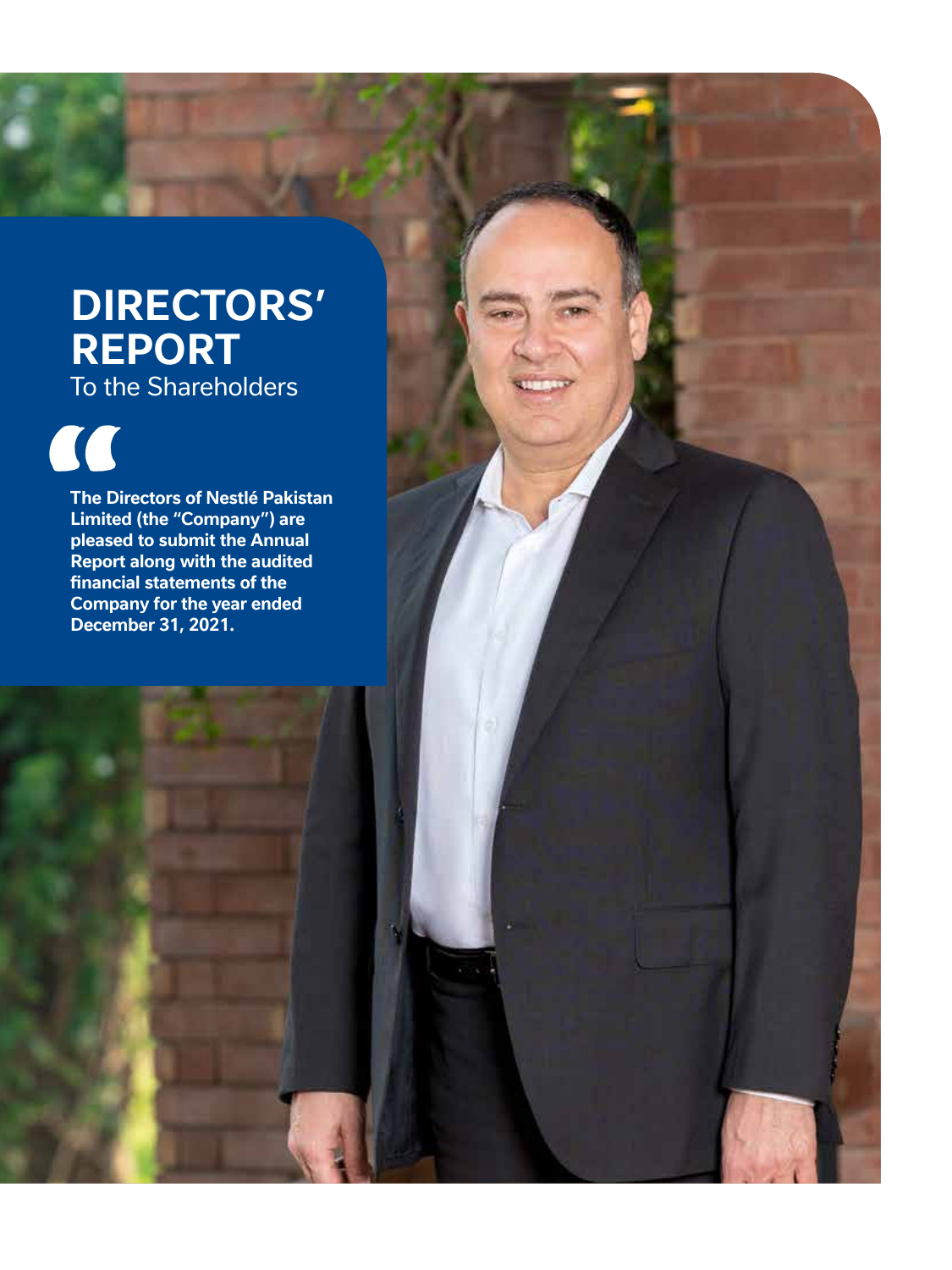# DIRECTORS' REPORT

To the Shareholders

**The Directors of Nestlé Pakistan Limited (the "Company") are pleased to submit the Annual Report along with the audited financial statements of the Company for the year ended December 31, 2021.**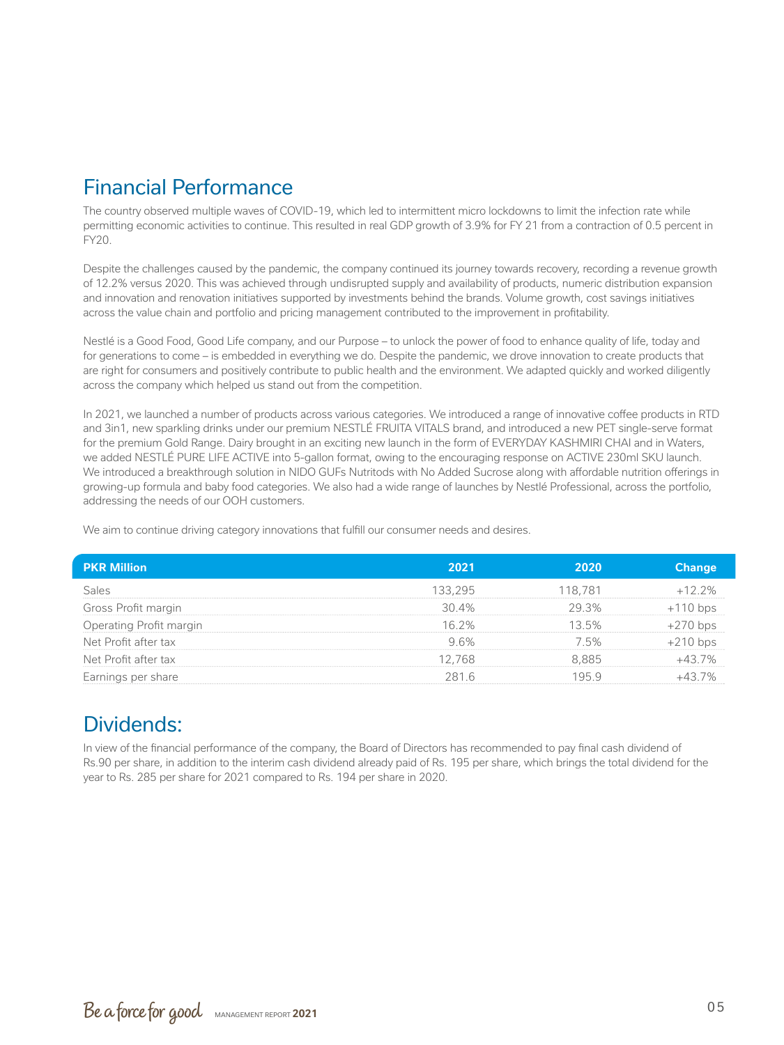## Financial Performance

The country observed multiple waves of COVID-19, which led to intermittent micro lockdowns to limit the infection rate while permitting economic activities to continue. This resulted in real GDP growth of 3.9% for FY 21 from a contraction of 0.5 percent in FY20.

Despite the challenges caused by the pandemic, the company continued its journey towards recovery, recording a revenue growth of 12.2% versus 2020. This was achieved through undisrupted supply and availability of products, numeric distribution expansion and innovation and renovation initiatives supported by investments behind the brands. Volume growth, cost savings initiatives across the value chain and portfolio and pricing management contributed to the improvement in profitability.

Nestlé is a Good Food, Good Life company, and our Purpose – to unlock the power of food to enhance quality of life, today and for generations to come – is embedded in everything we do. Despite the pandemic, we drove innovation to create products that are right for consumers and positively contribute to public health and the environment. We adapted quickly and worked diligently across the company which helped us stand out from the competition.

In 2021, we launched a number of products across various categories. We introduced a range of innovative coffee products in RTD and 3in1, new sparkling drinks under our premium NESTLÉ FRUITA VITALS brand, and introduced a new PET single-serve format for the premium Gold Range. Dairy brought in an exciting new launch in the form of EVERYDAY KASHMIRI CHAI and in Waters, we added NESTLÉ PURE LIFE ACTIVE into 5-gallon format, owing to the encouraging response on ACTIVE 230ml SKU launch. We introduced a breakthrough solution in NIDO GUFs Nutritods with No Added Sucrose along with affordable nutrition offerings in growing-up formula and baby food categories. We also had a wide range of launches by Nestlé Professional, across the portfolio, addressing the needs of our OOH customers.

We aim to continue driving category innovations that fulfill our consumer needs and desires.

| PKR Million | 2021 | 2020 | Change |
|---|---|---|---|
| Sales | 133,295 | 118,781 | +12.2% |
| Gross Profit margin | 30.4% | 29.3% | +110 bps |
| Operating Profit margin | 16.2% | 13.5% | +270 bps |
| Net Profit after tax | 9.6% | 7.5% | +210 bps |
| Net Profit after tax | 12,768 | 8,885 | +43.7% |
| Earnings per share | 281.6 | 195.9 | +43.7% |

## Dividends:

In view of the financial performance of the company, the Board of Directors has recommended to pay final cash dividend of Rs.90 per share, in addition to the interim cash dividend already paid of Rs. 195 per share, which brings the total dividend for the year to Rs. 285 per share for 2021 compared to Rs. 194 per share in 2020.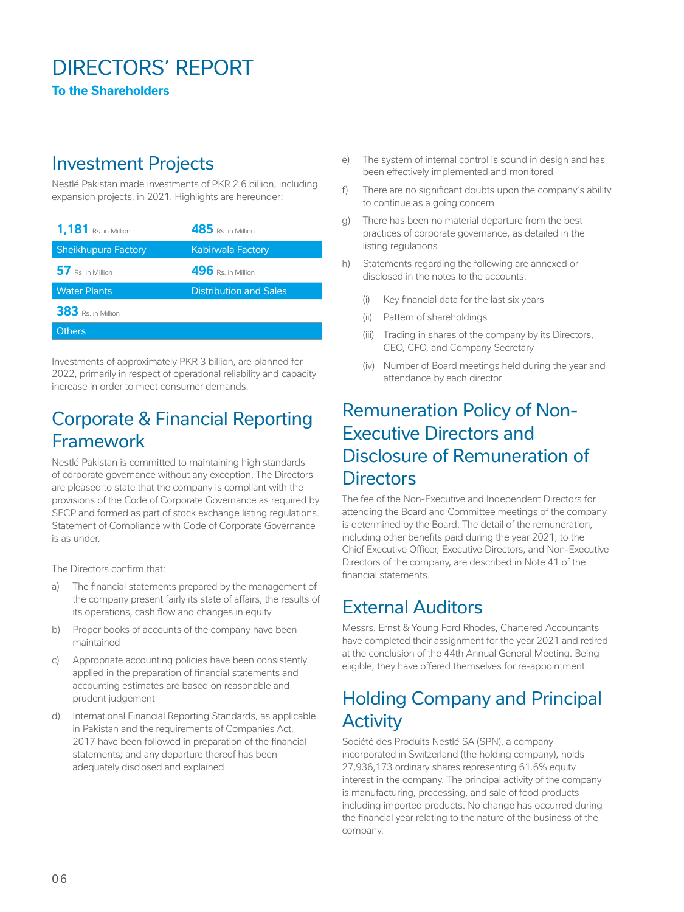# DIRECTORS' REPORT

**To the Shareholders**

## Investment Projects

Nestlé Pakistan made investments of PKR 2.6 billion, including expansion projects, in 2021. Highlights are hereunder:

| Rs. in Million | Area |
| --- | --- |
| 1,181 | Sheikhupura Factory |
| 485 | Kabirwala Factory |
| 57 | Water Plants |
| 496 | Distribution and Sales |
| 383 | Others |

Investments of approximately PKR 3 billion, are planned for 2022, primarily in respect of operational reliability and capacity increase in order to meet consumer demands.

## Corporate & Financial Reporting Framework

Nestlé Pakistan is committed to maintaining high standards of corporate governance without any exception. The Directors are pleased to state that the company is compliant with the provisions of the Code of Corporate Governance as required by SECP and formed as part of stock exchange listing regulations. Statement of Compliance with Code of Corporate Governance is as under.

The Directors confirm that:

a) The financial statements prepared by the management of the company present fairly its state of affairs, the results of its operations, cash flow and changes in equity

b) Proper books of accounts of the company have been maintained

c) Appropriate accounting policies have been consistently applied in the preparation of financial statements and accounting estimates are based on reasonable and prudent judgement

d) International Financial Reporting Standards, as applicable in Pakistan and the requirements of Companies Act, 2017 have been followed in preparation of the financial statements; and any departure thereof has been adequately disclosed and explained

e) The system of internal control is sound in design and has been effectively implemented and monitored

f) There are no significant doubts upon the company's ability to continue as a going concern

g) There has been no material departure from the best practices of corporate governance, as detailed in the listing regulations

h) Statements regarding the following are annexed or disclosed in the notes to the accounts:

   (i) Key financial data for the last six years

   (ii) Pattern of shareholdings

   (iii) Trading in shares of the company by its Directors, CEO, CFO, and Company Secretary

   (iv) Number of Board meetings held during the year and attendance by each director

## Remuneration Policy of Non-Executive Directors and Disclosure of Remuneration of Directors

The fee of the Non-Executive and Independent Directors for attending the Board and Committee meetings of the company is determined by the Board. The detail of the remuneration, including other benefits paid during the year 2021, to the Chief Executive Officer, Executive Directors, and Non-Executive Directors of the company, are described in Note 41 of the financial statements.

## External Auditors

Messrs. Ernst & Young Ford Rhodes, Chartered Accountants have completed their assignment for the year 2021 and retired at the conclusion of the 44th Annual General Meeting. Being eligible, they have offered themselves for re-appointment.

## Holding Company and Principal Activity

Société des Produits Nestlé SA (SPN), a company incorporated in Switzerland (the holding company), holds 27,936,173 ordinary shares representing 61.6% equity interest in the company. The principal activity of the company is manufacturing, processing, and sale of food products including imported products. No change has occurred during the financial year relating to the nature of the business of the company.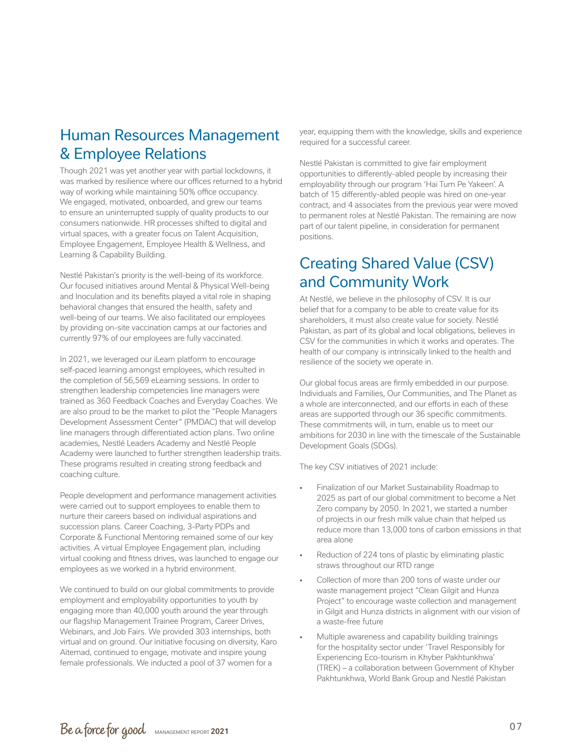## Human Resources Management & Employee Relations

Though 2021 was yet another year with partial lockdowns, it was marked by resilience where our offices returned to a hybrid way of working while maintaining 50% office occupancy. We engaged, motivated, onboarded, and grew our teams to ensure an uninterrupted supply of quality products to our consumers nationwide. HR processes shifted to digital and virtual spaces, with a greater focus on Talent Acquisition, Employee Engagement, Employee Health & Wellness, and Learning & Capability Building.

Nestlé Pakistan's priority is the well-being of its workforce. Our focused initiatives around Mental & Physical Well-being and Inoculation and its benefits played a vital role in shaping behavioral changes that ensured the health, safety and well-being of our teams. We also facilitated our employees by providing on-site vaccination camps at our factories and currently 97% of our employees are fully vaccinated.

In 2021, we leveraged our iLearn platform to encourage self-paced learning amongst employees, which resulted in the completion of 56,569 eLearning sessions. In order to strengthen leadership competencies line managers were trained as 360 Feedback Coaches and Everyday Coaches. We are also proud to be the market to pilot the "People Managers Development Assessment Center" (PMDAC) that will develop line managers through differentiated action plans. Two online academies, Nestlé Leaders Academy and Nestlé People Academy were launched to further strengthen leadership traits. These programs resulted in creating strong feedback and coaching culture.

People development and performance management activities were carried out to support employees to enable them to nurture their careers based on individual aspirations and succession plans. Career Coaching, 3-Party PDPs and Corporate & Functional Mentoring remained some of our key activities. A virtual Employee Engagement plan, including virtual cooking and fitness drives, was launched to engage our employees as we worked in a hybrid environment.

We continued to build on our global commitments to provide employment and employability opportunities to youth by engaging more than 40,000 youth around the year through our flagship Management Trainee Program, Career Drives, Webinars, and Job Fairs. We provided 303 internships, both virtual and on ground. Our initiative focusing on diversity, Karo Aitemad, continued to engage, motivate and inspire young female professionals. We inducted a pool of 37 women for a year, equipping them with the knowledge, skills and experience required for a successful career.

Nestlé Pakistan is committed to give fair employment opportunities to differently-abled people by increasing their employability through our program 'Hai Tum Pe Yakeen'. A batch of 15 differently-abled people was hired on one-year contract, and 4 associates from the previous year were moved to permanent roles at Nestlé Pakistan. The remaining are now part of our talent pipeline, in consideration for permanent positions.

## Creating Shared Value (CSV) and Community Work

At Nestlé, we believe in the philosophy of CSV. It is our belief that for a company to be able to create value for its shareholders, it must also create value for society. Nestlé Pakistan, as part of its global and local obligations, believes in CSV for the communities in which it works and operates. The health of our company is intrinsically linked to the health and resilience of the society we operate in.

Our global focus areas are firmly embedded in our purpose. Individuals and Families, Our Communities, and The Planet as a whole are interconnected, and our efforts in each of these areas are supported through our 36 specific commitments. These commitments will, in turn, enable us to meet our ambitions for 2030 in line with the timescale of the Sustainable Development Goals (SDGs).

The key CSV initiatives of 2021 include:

- Finalization of our Market Sustainability Roadmap to 2025 as part of our global commitment to become a Net Zero company by 2050. In 2021, we started a number of projects in our fresh milk value chain that helped us reduce more than 13,000 tons of carbon emissions in that area alone
- Reduction of 224 tons of plastic by eliminating plastic straws throughout our RTD range
- Collection of more than 200 tons of waste under our waste management project "Clean Gilgit and Hunza Project" to encourage waste collection and management in Gilgit and Hunza districts in alignment with our vision of a waste-free future
- Multiple awareness and capability building trainings for the hospitality sector under 'Travel Responsibly for Experiencing Eco-tourism in Khyber Pakhtunkhwa' (TREK) – a collaboration between Government of Khyber Pakhtunkhwa, World Bank Group and Nestlé Pakistan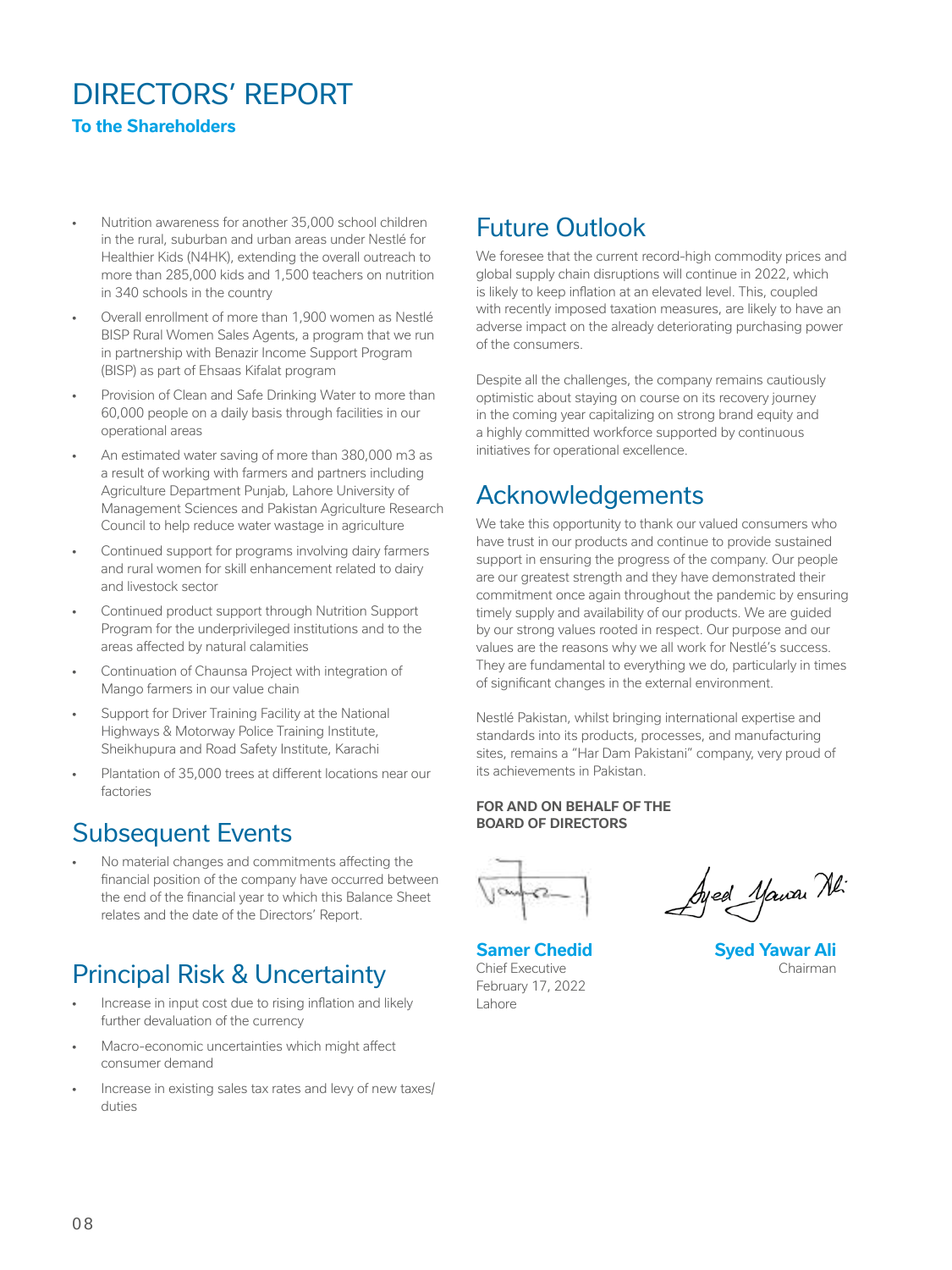# DIRECTORS' REPORT

**To the Shareholders**

- Nutrition awareness for another 35,000 school children in the rural, suburban and urban areas under Nestlé for Healthier Kids (N4HK), extending the overall outreach to more than 285,000 kids and 1,500 teachers on nutrition in 340 schools in the country
- Overall enrollment of more than 1,900 women as Nestlé BISP Rural Women Sales Agents, a program that we run in partnership with Benazir Income Support Program (BISP) as part of Ehsaas Kifalat program
- Provision of Clean and Safe Drinking Water to more than 60,000 people on a daily basis through facilities in our operational areas
- An estimated water saving of more than 380,000 m3 as a result of working with farmers and partners including Agriculture Department Punjab, Lahore University of Management Sciences and Pakistan Agriculture Research Council to help reduce water wastage in agriculture
- Continued support for programs involving dairy farmers and rural women for skill enhancement related to dairy and livestock sector
- Continued product support through Nutrition Support Program for the underprivileged institutions and to the areas affected by natural calamities
- Continuation of Chaunsa Project with integration of Mango farmers in our value chain
- Support for Driver Training Facility at the National Highways & Motorway Police Training Institute, Sheikhupura and Road Safety Institute, Karachi
- Plantation of 35,000 trees at different locations near our factories

## Subsequent Events

- No material changes and commitments affecting the financial position of the company have occurred between the end of the financial year to which this Balance Sheet relates and the date of the Directors' Report.

## Principal Risk & Uncertainty

- Increase in input cost due to rising inflation and likely further devaluation of the currency
- Macro-economic uncertainties which might affect consumer demand
- Increase in existing sales tax rates and levy of new taxes/ duties

## Future Outlook

We foresee that the current record-high commodity prices and global supply chain disruptions will continue in 2022, which is likely to keep inflation at an elevated level. This, coupled with recently imposed taxation measures, are likely to have an adverse impact on the already deteriorating purchasing power of the consumers.

Despite all the challenges, the company remains cautiously optimistic about staying on course on its recovery journey in the coming year capitalizing on strong brand equity and a highly committed workforce supported by continuous initiatives for operational excellence.

## Acknowledgements

We take this opportunity to thank our valued consumers who have trust in our products and continue to provide sustained support in ensuring the progress of the company. Our people are our greatest strength and they have demonstrated their commitment once again throughout the pandemic by ensuring timely supply and availability of our products. We are guided by our strong values rooted in respect. Our purpose and our values are the reasons why we all work for Nestlé's success. They are fundamental to everything we do, particularly in times of significant changes in the external environment.

Nestlé Pakistan, whilst bringing international expertise and standards into its products, processes, and manufacturing sites, remains a "Har Dam Pakistani" company, very proud of its achievements in Pakistan.

**FOR AND ON BEHALF OF THE BOARD OF DIRECTORS**

**Samer Chedid**
Chief Executive
February 17, 2022
Lahore

**Syed Yawar Ali**
Chairman